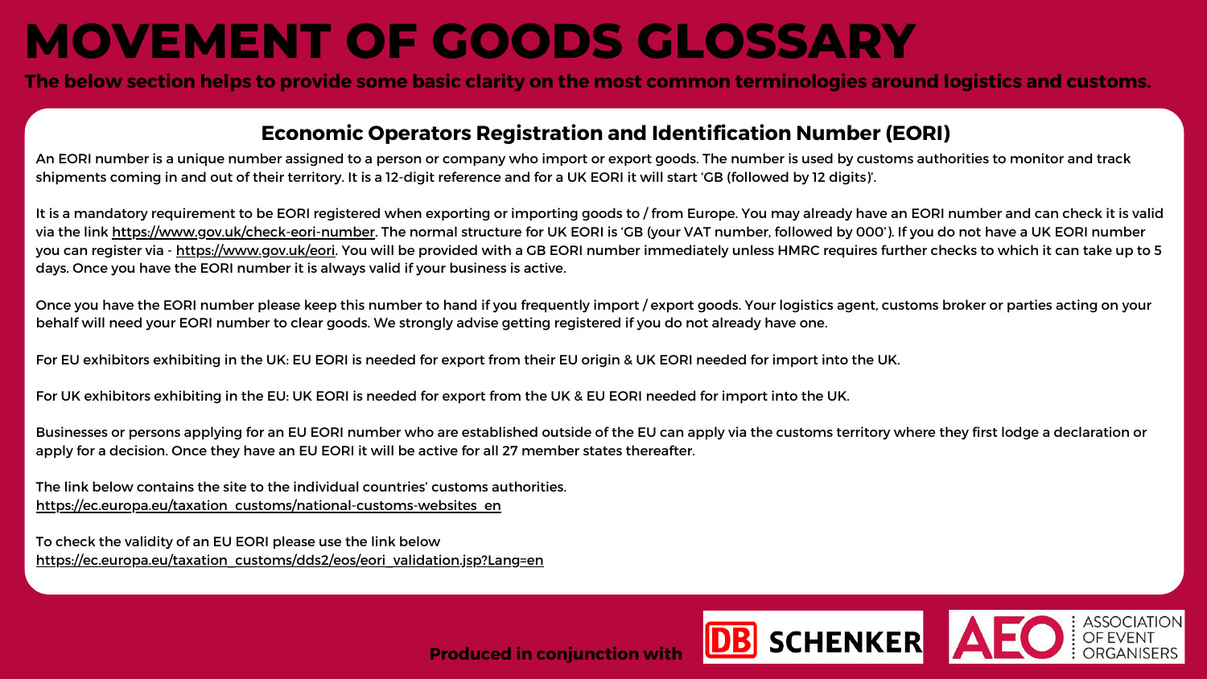# MOVEMENT OF GOODS GLOSSARY

**The below section helps to provide some basic clarity on the most common terminologies around logistics and customs.**

## Economic Operators Registration and Identification Number (EORI)

An EORI number is a unique number assigned to a person or company who import or export goods. The number is used by customs authorities to monitor and track shipments coming in and out of their territory. It is a 12-digit reference and for a UK EORI it will start 'GB (followed by 12 digits)'.

It is a mandatory requirement to be EORI registered when exporting or importing goods to / from Europe. You may already have an EORI number and can check it is valid via the link https://www.gov.uk/check-eori-number. The normal structure for UK EORI is 'GB (your VAT number, followed by 000'). If you do not have a UK EORI number you can register via - https://www.gov.uk/eori. You will be provided with a GB EORI number immediately unless HMRC requires further checks to which it can take up to 5 days. Once you have the EORI number it is always valid if your business is active.

Once you have the EORI number please keep this number to hand if you frequently import / export goods. Your logistics agent, customs broker or parties acting on your behalf will need your EORI number to clear goods. We strongly advise getting registered if you do not already have one.

For EU exhibitors exhibiting in the UK: EU EORI is needed for export from their EU origin & UK EORI needed for import into the UK.

For UK exhibitors exhibiting in the EU: UK EORI is needed for export from the UK & EU EORI needed for import into the UK.

Businesses or persons applying for an EU EORI number who are established outside of the EU can apply via the customs territory where they first lodge a declaration or apply for a decision. Once they have an EU EORI it will be active for all 27 member states thereafter.

The link below contains the site to the individual countries' customs authorities.
https://ec.europa.eu/taxation_customs/national-customs-websites_en

To check the validity of an EU EORI please use the link below
https://ec.europa.eu/taxation_customs/dds2/eos/eori_validation.jsp?Lang=en

**Produced in conjunction with** DB SCHENKER | AEO ASSOCIATION OF EVENT ORGANISERS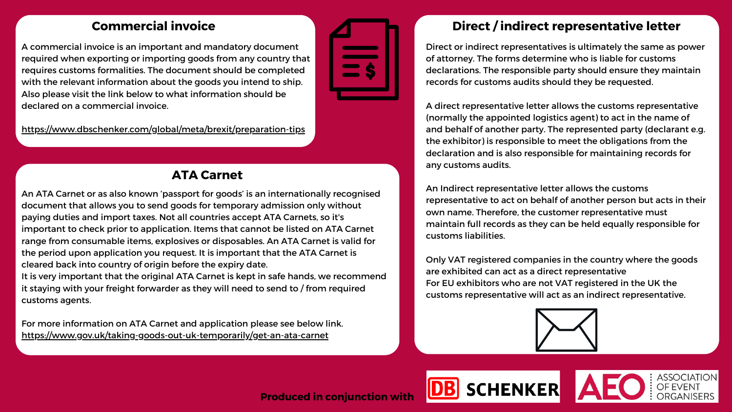## Commercial invoice

A commercial invoice is an important and mandatory document required when exporting or importing goods from any country that requires customs formalities. The document should be completed with the relevant information about the goods you intend to ship. Also please visit the link below to what information should be declared on a commercial invoice.

https://www.dbschenker.com/global/meta/brexit/preparation-tips

## ATA Carnet

An ATA Carnet or as also known 'passport for goods' is an internationally recognised document that allows you to send goods for temporary admission only without paying duties and import taxes. Not all countries accept ATA Carnets, so it's important to check prior to application. Items that cannot be listed on ATA Carnet range from consumable items, explosives or disposables. An ATA Carnet is valid for the period upon application you request. It is important that the ATA Carnet is cleared back into country of origin before the expiry date.
It is very important that the original ATA Carnet is kept in safe hands, we recommend it staying with your freight forwarder as they will need to send to / from required customs agents.

For more information on ATA Carnet and application please see below link.
https://www.gov.uk/taking-goods-out-uk-temporarily/get-an-ata-carnet

## Direct / indirect representative letter

Direct or indirect representatives is ultimately the same as power of attorney. The forms determine who is liable for customs declarations. The responsible party should ensure they maintain records for customs audits should they be requested.

A direct representative letter allows the customs representative (normally the appointed logistics agent) to act in the name of and behalf of another party. The represented party (declarant e.g. the exhibitor) is responsible to meet the obligations from the declaration and is also responsible for maintaining records for any customs audits.

An Indirect representative letter allows the customs representative to act on behalf of another person but acts in their own name. Therefore, the customer representative must maintain full records as they can be held equally responsible for customs liabilities.

Only VAT registered companies in the country where the goods are exhibited can act as a direct representative
For EU exhibitors who are not VAT registered in the UK the customs representative will act as an indirect representative.

**Produced in conjunction with** DB SCHENKER | AEO ASSOCIATION OF EVENT ORGANISERS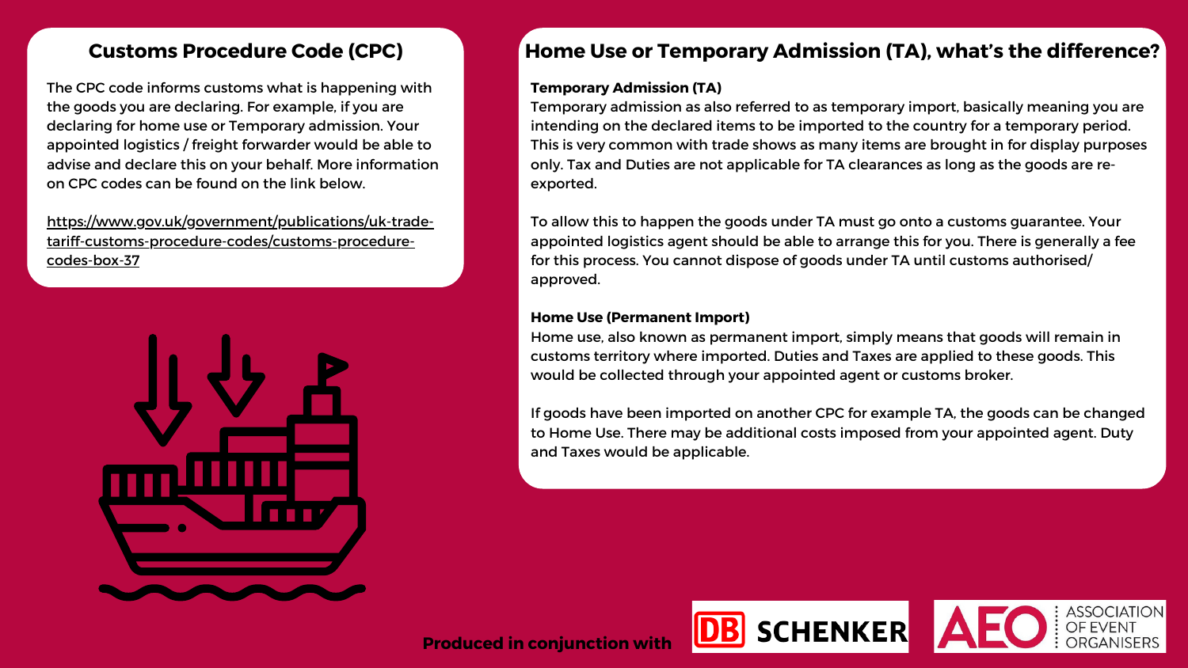## Customs Procedure Code (CPC)

The CPC code informs customs what is happening with the goods you are declaring. For example, if you are declaring for home use or Temporary admission. Your appointed logistics / freight forwarder would be able to advise and declare this on your behalf. More information on CPC codes can be found on the link below.

https://www.gov.uk/government/publications/uk-trade-tariff-customs-procedure-codes/customs-procedure-codes-box-37

## Home Use or Temporary Admission (TA), what's the difference?

**Temporary Admission (TA)**

Temporary admission as also referred to as temporary import, basically meaning you are intending on the declared items to be imported to the country for a temporary period. This is very common with trade shows as many items are brought in for display purposes only. Tax and Duties are not applicable for TA clearances as long as the goods are re-exported.

To allow this to happen the goods under TA must go onto a customs guarantee. Your appointed logistics agent should be able to arrange this for you. There is generally a fee for this process. You cannot dispose of goods under TA until customs authorised/ approved.

**Home Use (Permanent Import)**

Home use, also known as permanent import, simply means that goods will remain in customs territory where imported. Duties and Taxes are applied to these goods. This would be collected through your appointed agent or customs broker.

If goods have been imported on another CPC for example TA, the goods can be changed to Home Use. There may be additional costs imposed from your appointed agent. Duty and Taxes would be applicable.

**Produced in conjunction with** DB SCHENKER, AEO Association of Event Organisers